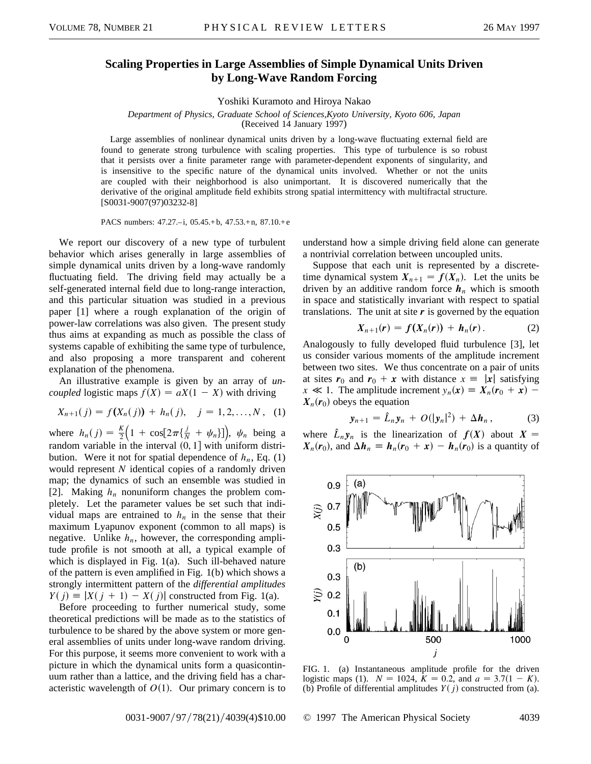# Scaling Properties in Large Assemblies of Simple Dynamical Units Driven by Long-Wave Random Forcing

Yoshiki Kuramoto and Hiroya Nakao

*Department of Physics, Graduate School of Sciences, Kyoto University, Kyoto 606, Japan*
(Received 14 January 1997)

Large assemblies of nonlinear dynamical units driven by a long-wave fluctuating external field are found to generate strong turbulence with scaling properties. This type of turbulence is so robust that it persists over a finite parameter range with parameter-dependent exponents of singularity, and is insensitive to the specific nature of the dynamical units involved. Whether or not the units are coupled with their neighborhood is also unimportant. It is discovered numerically that the derivative of the original amplitude field exhibits strong spatial intermittency with multifractal structure. [S0031-9007(97)03232-8]

PACS numbers: 47.27.–i, 05.45.+b, 47.53.+n, 87.10.+e

We report our discovery of a new type of turbulent behavior which arises generally in large assemblies of simple dynamical units driven by a long-wave randomly fluctuating field. The driving field may actually be a self-generated internal field due to long-range interaction, and this particular situation was studied in a previous paper [1] where a rough explanation of the origin of power-law correlations was also given. The present study thus aims at expanding as much as possible the class of systems capable of exhibiting the same type of turbulence, and also proposing a more transparent and coherent explanation of the phenomena.

An illustrative example is given by an array of *uncoupled* logistic maps $f(X) = aX(1 - X)$ with driving

$$X_{n+1}(j) = f\big(X_n(j)\big) + h_n(j), \quad j = 1, 2, \ldots, N, \quad (1)$$

where $h_n(j) = \frac{K}{2}\Big(1 + \cos[2\pi\{\frac{j}{N} + \psi_n\}]\Big)$, $\psi_n$ being a random variable in the interval $(0, 1]$ with uniform distribution. Were it not for spatial dependence of $h_n$, Eq. (1) would represent $N$ identical copies of a randomly driven map; the dynamics of such an ensemble was studied in [2]. Making $h_n$ nonuniform changes the problem completely. Let the parameter values be set such that individual maps are entrained to $h_n$ in the sense that their maximum Lyapunov exponent (common to all maps) is negative. Unlike $h_n$, however, the corresponding amplitude profile is not smooth at all, a typical example of which is displayed in Fig. 1(a). Such ill-behaved nature of the pattern is even amplified in Fig. 1(b) which shows a strongly intermittent pattern of the *differential amplitudes* $Y(j) \equiv |X(j + 1) - X(j)|$ constructed from Fig. 1(a).

Before proceeding to further numerical study, some theoretical predictions will be made as to the statistics of turbulence to be shared by the above system or more general assemblies of units under long-wave random driving. For this purpose, it seems more convenient to work with a picture in which the dynamical units form a quasicontinuum rather than a lattice, and the driving field has a characteristic wavelength of $O(1)$. Our primary concern is to understand how a simple driving field alone can generate a nontrivial correlation between uncoupled units.

Suppose that each unit is represented by a discrete-time dynamical system $\boldsymbol{X}_{n+1} = \boldsymbol{f}(\boldsymbol{X}_n)$. Let the units be driven by an additive random force $\boldsymbol{h}_n$ which is smooth in space and statistically invariant with respect to spatial translations. The unit at site $\boldsymbol{r}$ is governed by the equation

$$\boldsymbol{X}_{n+1}(\boldsymbol{r}) = \boldsymbol{f}(\boldsymbol{X}_n(\boldsymbol{r})) + \boldsymbol{h}_n(\boldsymbol{r}). \quad (2)$$

Analogously to fully developed fluid turbulence [3], let us consider various moments of the amplitude increment between two sites. We thus concentrate on a pair of units at sites $\boldsymbol{r}_0$ and $\boldsymbol{r}_0 + \boldsymbol{x}$ with distance $x \equiv |\boldsymbol{x}|$ satisfying $x \ll 1$. The amplitude increment $\boldsymbol{y}_n(\boldsymbol{x}) \equiv \boldsymbol{X}_n(\boldsymbol{r}_0 + \boldsymbol{x}) - \boldsymbol{X}_n(\boldsymbol{r}_0)$ obeys the equation

$$\boldsymbol{y}_{n+1} = \hat{L}_n \boldsymbol{y}_n + O(|\boldsymbol{y}_n|^2) + \Delta \boldsymbol{h}_n, \quad (3)$$

where $\hat{L}_n \boldsymbol{y}_n$ is the linearization of $\boldsymbol{f}(\boldsymbol{X})$ about $\boldsymbol{X} = \boldsymbol{X}_n(\boldsymbol{r}_0)$, and $\Delta \boldsymbol{h}_n \equiv \boldsymbol{h}_n(\boldsymbol{r}_0 + \boldsymbol{x}) - \boldsymbol{h}_n(\boldsymbol{r}_0)$ is a quantity of

FIG. 1. (a) Instantaneous amplitude profile for the driven logistic maps (1). $N = 1024$, $K = 0.2$, and $a = 3.7(1 - K)$. (b) Profile of differential amplitudes $Y(j)$ constructed from (a).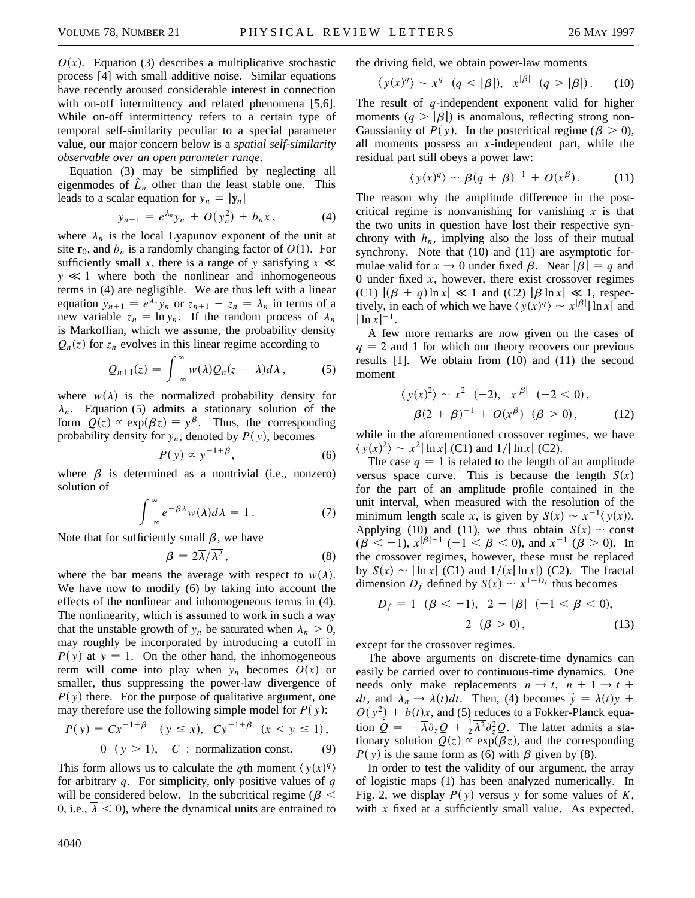$O(x)$. Equation (3) describes a multiplicative stochastic process [4] with small additive noise. Similar equations have recently aroused considerable interest in connection with on-off intermittency and related phenomena [5,6]. While on-off intermittency refers to a certain type of temporal self-similarity peculiar to a special parameter value, our major concern below is a *spatial self-similarity observable over an open parameter range*.

Equation (3) may be simplified by neglecting all eigenmodes of $\hat{L}_n$ other than the least stable one. This leads to a scalar equation for $y_n \equiv |\mathbf{y}_n|$

$$y_{n+1} = e^{\lambda_n} y_n + O(y_n^2) + b_n x\,, \tag{4}$$

where $\lambda_n$ is the local Lyapunov exponent of the unit at site $\mathbf{r}_0$, and $b_n$ is a randomly changing factor of $O(1)$. For sufficiently small $x$, there is a range of $y$ satisfying $x \ll y \ll 1$ where both the nonlinear and inhomogeneous terms in (4) are negligible. We are thus left with a linear equation $y_{n+1} = e^{\lambda_n} y_n$ or $z_{n+1} - z_n = \lambda_n$ in terms of a new variable $z_n = \ln y_n$. If the random process of $\lambda_n$ is Markoffian, which we assume, the probability density $Q_n(z)$ for $z_n$ evolves in this linear regime according to

$$Q_{n+1}(z) = \int_{-\infty}^{\infty} w(\lambda) Q_n(z - \lambda) d\lambda\,, \tag{5}$$

where $w(\lambda)$ is the normalized probability density for $\lambda_n$. Equation (5) admits a stationary solution of the form $Q(z) \propto \exp(\beta z) \equiv y^\beta$. Thus, the corresponding probability density for $y_n$, denoted by $P(y)$, becomes

$$P(y) \propto y^{-1+\beta}, \tag{6}$$

where $\beta$ is determined as a nontrivial (i.e., nonzero) solution of

$$\int_{-\infty}^{\infty} e^{-\beta\lambda} w(\lambda) d\lambda = 1\,. \tag{7}$$

Note that for sufficiently small $\beta$, we have

$$\beta = 2\overline{\lambda}/\overline{\lambda^2}\,, \tag{8}$$

where the bar means the average with respect to $w(\lambda)$. We have now to modify (6) by taking into account the effects of the nonlinear and inhomogeneous terms in (4). The nonlinearity, which is assumed to work in such a way that the unstable growth of $y_n$ be saturated when $\lambda_n > 0$, may roughly be incorporated by introducing a cutoff in $P(y)$ at $y = 1$. On the other hand, the inhomogeneous term will come into play when $y_n$ becomes $O(x)$ or smaller, thus suppressing the power-law divergence of $P(y)$ there. For the purpose of qualitative argument, one may therefore use the following simple model for $P(y)$:

$$P(y) = Cx^{-1+\beta} \quad (y \le x), \quad Cy^{-1+\beta} \quad (x < y \le 1),$$
$$0 \quad (y > 1), \quad C: \text{ normalization const.} \tag{9}$$

This form allows us to calculate the $q$th moment $\langle y(x)^q \rangle$ for arbitrary $q$. For simplicity, only positive values of $q$ will be considered below. In the subcritical regime ($\beta < 0$, i.e., $\overline{\lambda} < 0$), where the dynamical units are entrained to the driving field, we obtain power-law moments

$$\langle y(x)^q \rangle \sim x^q \quad (q < |\beta|), \quad x^{|\beta|} \quad (q > |\beta|)\,. \tag{10}$$

The result of $q$-independent exponent valid for higher moments ($q > |\beta|$) is anomalous, reflecting strong non-Gaussianity of $P(y)$. In the postcritical regime ($\beta > 0$), all moments possess an $x$-independent part, while the residual part still obeys a power law:

$$\langle y(x)^q \rangle \sim \beta(q + \beta)^{-1} + O(x^\beta)\,. \tag{11}$$

The reason why the amplitude difference in the postcritical regime is nonvanishing for vanishing $x$ is that the two units in question have lost their respective synchrony with $h_n$, implying also the loss of their mutual synchrony. Note that (10) and (11) are asymptotic formulae valid for $x \to 0$ under fixed $\beta$. Near $|\beta| = q$ and 0 under fixed $x$, however, there exist crossover regimes (C1) $|(\beta + q)\ln x| \ll 1$ and (C2) $|\beta \ln x| \ll 1$, respectively, in each of which we have $\langle y(x)^q \rangle \sim x^{|\beta|}|\ln x|$ and $|\ln x|^{-1}$.

A few more remarks are now given on the cases of $q = 2$ and 1 for which our theory recovers our previous results [1]. We obtain from (10) and (11) the second moment

$$\langle y(x)^2 \rangle \sim x^2 \quad (-2), \quad x^{|\beta|} \quad (-2 < 0),$$
$$\beta(2 + \beta)^{-1} + O(x^\beta) \quad (\beta > 0), \tag{12}$$

while in the aforementioned crossover regimes, we have $\langle y(x)^2 \rangle \sim x^2|\ln x|$ (C1) and $1/|\ln x|$ (C2).

The case $q = 1$ is related to the length of an amplitude versus space curve. This is because the length $S(x)$ for the part of an amplitude profile contained in the unit interval, when measured with the resolution of the minimum length scale $x$, is given by $S(x) \sim x^{-1}\langle y(x) \rangle$. Applying (10) and (11), we thus obtain $S(x) \sim$ const ($\beta < -1$), $x^{|\beta|-1}$ ($-1 < \beta < 0$), and $x^{-1}$ ($\beta > 0$). In the crossover regimes, however, these must be replaced by $S(x) \sim |\ln x|$ (C1) and $1/(x|\ln x|)$ (C2). The fractal dimension $D_f$ defined by $S(x) \sim x^{1-D_f}$ thus becomes

$$D_f = 1 \quad (\beta < -1), \quad 2 - |\beta| \quad (-1 < \beta < 0),$$
$$2 \quad (\beta > 0), \tag{13}$$

except for the crossover regimes.

The above arguments on discrete-time dynamics can easily be carried over to continuous-time dynamics. One needs only make replacements $n \to t$, $n + 1 \to t + dt$, and $\lambda_n \to \lambda(t)dt$. Then, (4) becomes $\dot{y} = \lambda(t)y + O(y^2) + b(t)x$, and (5) reduces to a Fokker-Planck equation $\dot{Q} = -\overline{\lambda}\partial_z Q + \frac{1}{2}\overline{\lambda^2}\partial_z^2 Q$. The latter admits a stationary solution $Q(z) \propto \exp(\beta z)$, and the corresponding $P(y)$ is the same form as (6) with $\beta$ given by (8).

In order to test the validity of our argument, the array of logistic maps (1) has been analyzed numerically. In Fig. 2, we display $P(y)$ versus $y$ for some values of $K$, with $x$ fixed at a sufficiently small value. As expected,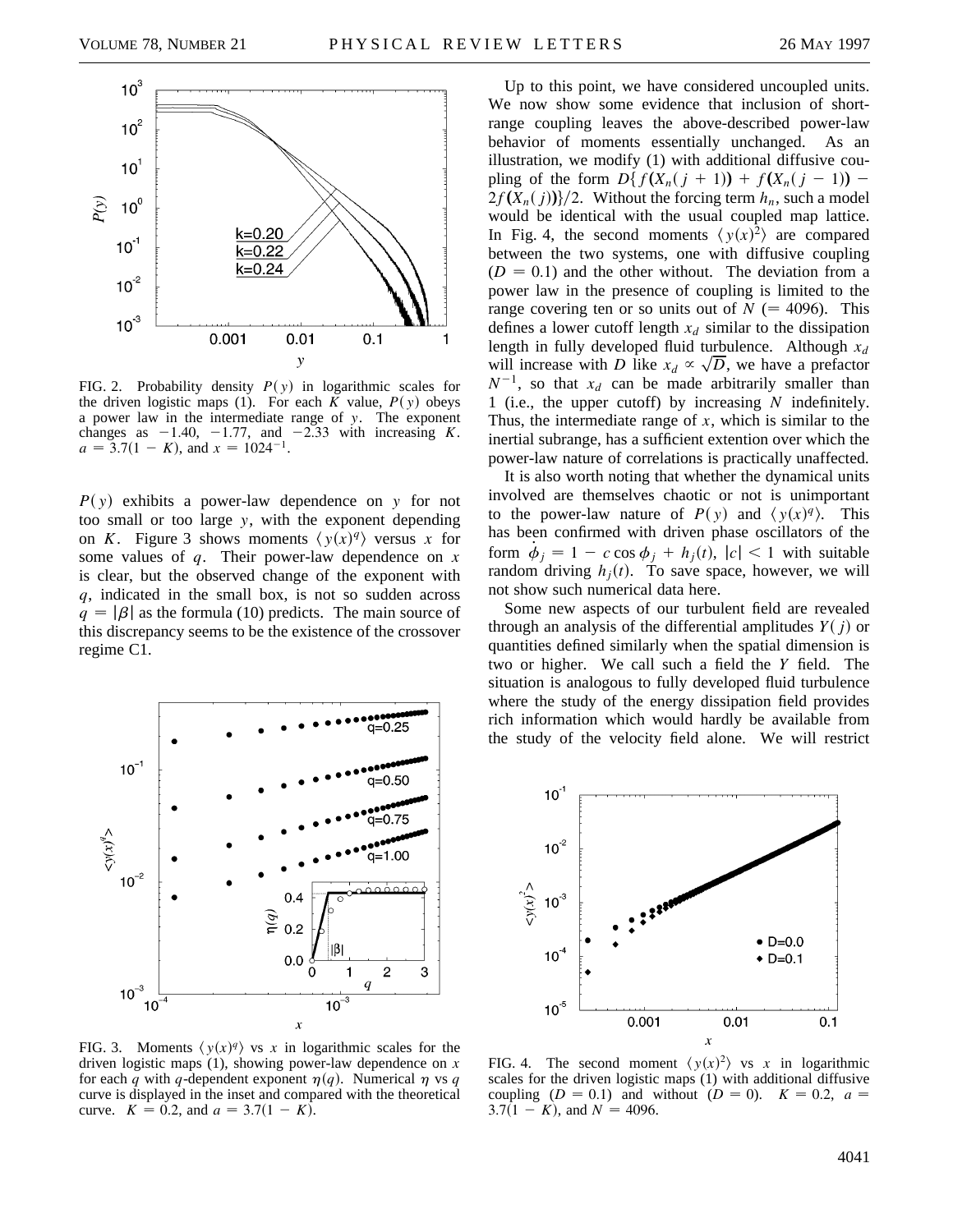FIG. 2. Probability density $P(y)$ in logarithmic scales for the driven logistic maps (1). For each $K$ value, $P(y)$ obeys a power law in the intermediate range of $y$. The exponent changes as $-1.40$, $-1.77$, and $-2.33$ with increasing $K$. $a = 3.7(1 - K)$, and $x = 1024^{-1}$.

$P(y)$ exhibits a power-law dependence on $y$ for not too small or too large $y$, with the exponent depending on $K$. Figure 3 shows moments $\langle y(x)^q \rangle$ versus $x$ for some values of $q$. Their power-law dependence on $x$ is clear, but the observed change of the exponent with $q$, indicated in the small box, is not so sudden across $q = |\beta|$ as the formula (10) predicts. The main source of this discrepancy seems to be the existence of the crossover regime C1.

FIG. 3. Moments $\langle y(x)^q \rangle$ vs $x$ in logarithmic scales for the driven logistic maps (1), showing power-law dependence on $x$ for each $q$ with $q$-dependent exponent $\eta(q)$. Numerical $\eta$ vs $q$ curve is displayed in the inset and compared with the theoretical curve. $K = 0.2$, and $a = 3.7(1 - K)$.

Up to this point, we have considered uncoupled units. We now show some evidence that inclusion of short-range coupling leaves the above-described power-law behavior of moments essentially unchanged. As an illustration, we modify (1) with additional diffusive coupling of the form $D\{f(X_n(j+1)) + f(X_n(j-1)) - 2f(X_n(j))\}/2$. Without the forcing term $h_n$, such a model would be identical with the usual coupled map lattice. In Fig. 4, the second moments $\langle y(x)^2 \rangle$ are compared between the two systems, one with diffusive coupling ($D = 0.1$) and the other without. The deviation from a power law in the presence of coupling is limited to the range covering ten or so units out of $N$ ($= 4096$). This defines a lower cutoff length $x_d$ similar to the dissipation length in fully developed fluid turbulence. Although $x_d$ will increase with $D$ like $x_d \propto \sqrt{D}$, we have a prefactor $N^{-1}$, so that $x_d$ can be made arbitrarily smaller than 1 (i.e., the upper cutoff) by increasing $N$ indefinitely. Thus, the intermediate range of $x$, which is similar to the inertial subrange, has a sufficient extention over which the power-law nature of correlations is practically unaffected.

It is also worth noting that whether the dynamical units involved are themselves chaotic or not is unimportant to the power-law nature of $P(y)$ and $\langle y(x)^q \rangle$. This has been confirmed with driven phase oscillators of the form $\dot{\phi}_j = 1 - c \cos \phi_j + h_j(t)$, $|c| < 1$ with suitable random driving $h_j(t)$. To save space, however, we will not show such numerical data here.

Some new aspects of our turbulent field are revealed through an analysis of the differential amplitudes $Y(j)$ or quantities defined similarly when the spatial dimension is two or higher. We call such a field the $Y$ field. The situation is analogous to fully developed fluid turbulence where the study of the energy dissipation field provides rich information which would hardly be available from the study of the velocity field alone. We will restrict

FIG. 4. The second moment $\langle y(x)^2 \rangle$ vs $x$ in logarithmic scales for the driven logistic maps (1) with additional diffusive coupling ($D = 0.1$) and without ($D = 0$). $K = 0.2$, $a = 3.7(1 - K)$, and $N = 4096$.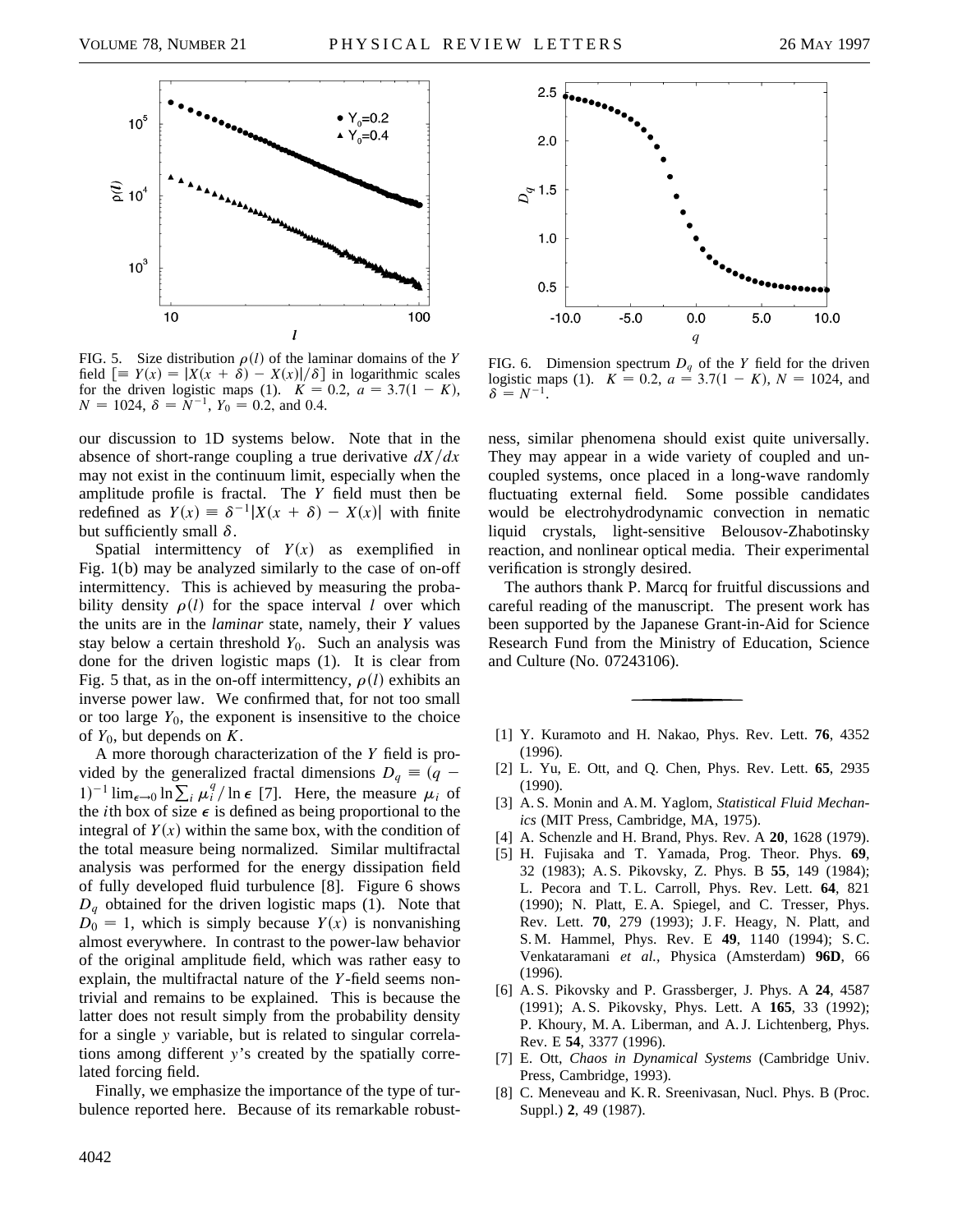$10^5$

$10^4$

$10^3$

$\rho(l)$

10

100

$l$

● $Y_0$=0.2

▲ $Y_0$=0.4

FIG. 5. Size distribution $\rho(l)$ of the laminar domains of the $Y$ field $[\equiv Y(x) = |X(x + \delta) - X(x)|/\delta]$ in logarithmic scales for the driven logistic maps (1). $K = 0.2$, $a = 3.7(1 - K)$, $N = 1024$, $\delta = N^{-1}$, $Y_0 = 0.2$, and 0.4.

2.5

2.0

1.5

1.0

0.5

$D_q$

-10.0

-5.0

0.0

5.0

10.0

$q$

FIG. 6. Dimension spectrum $D_q$ of the $Y$ field for the driven logistic maps (1). $K = 0.2$, $a = 3.7(1 - K)$, $N = 1024$, and $\delta = N^{-1}$.

our discussion to 1D systems below. Note that in the absence of short-range coupling a true derivative $dX/dx$ may not exist in the continuum limit, especially when the amplitude profile is fractal. The $Y$ field must then be redefined as $Y(x) \equiv \delta^{-1}|X(x + \delta) - X(x)|$ with finite but sufficiently small $\delta$.

Spatial intermittency of $Y(x)$ as exemplified in Fig. 1(b) may be analyzed similarly to the case of on-off intermittency. This is achieved by measuring the probability density $\rho(l)$ for the space interval $l$ over which the units are in the *laminar* state, namely, their $Y$ values stay below a certain threshold $Y_0$. Such an analysis was done for the driven logistic maps (1). It is clear from Fig. 5 that, as in the on-off intermittency, $\rho(l)$ exhibits an inverse power law. We confirmed that, for not too small or too large $Y_0$, the exponent is insensitive to the choice of $Y_0$, but depends on $K$.

A more thorough characterization of the $Y$ field is provided by the generalized fractal dimensions $D_q \equiv (q - 1)^{-1} \lim_{\epsilon \to 0} \ln \sum_i \mu_i^q / \ln \epsilon$ [7]. Here, the measure $\mu_i$ of the $i$th box of size $\epsilon$ is defined as being proportional to the integral of $Y(x)$ within the same box, with the condition of the total measure being normalized. Similar multifractal analysis was performed for the energy dissipation field of fully developed fluid turbulence [8]. Figure 6 shows $D_q$ obtained for the driven logistic maps (1). Note that $D_0 = 1$, which is simply because $Y(x)$ is nonvanishing almost everywhere. In contrast to the power-law behavior of the original amplitude field, which was rather easy to explain, the multifractal nature of the $Y$-field seems nontrivial and remains to be explained. This is because the latter does not result simply from the probability density for a single $y$ variable, but is related to singular correlations among different $y$'s created by the spatially correlated forcing field.

Finally, we emphasize the importance of the type of turbulence reported here. Because of its remarkable robustness, similar phenomena should exist quite universally. They may appear in a wide variety of coupled and uncoupled systems, once placed in a long-wave randomly fluctuating external field. Some possible candidates would be electrohydrodynamic convection in nematic liquid crystals, light-sensitive Belousov-Zhabotinsky reaction, and nonlinear optical media. Their experimental verification is strongly desired.

The authors thank P. Marcq for fruitful discussions and careful reading of the manuscript. The present work has been supported by the Japanese Grant-in-Aid for Science Research Fund from the Ministry of Education, Science and Culture (No. 07243106).

[1] Y. Kuramoto and H. Nakao, Phys. Rev. Lett. **76**, 4352 (1996).

[2] L. Yu, E. Ott, and Q. Chen, Phys. Rev. Lett. **65**, 2935 (1990).

[3] A. S. Monin and A. M. Yaglom, *Statistical Fluid Mechanics* (MIT Press, Cambridge, MA, 1975).

[4] A. Schenzle and H. Brand, Phys. Rev. A **20**, 1628 (1979).

[5] H. Fujisaka and T. Yamada, Prog. Theor. Phys. **69**, 32 (1983); A. S. Pikovsky, Z. Phys. B **55**, 149 (1984); L. Pecora and T. L. Carroll, Phys. Rev. Lett. **64**, 821 (1990); N. Platt, E. A. Spiegel, and C. Tresser, Phys. Rev. Lett. **70**, 279 (1993); J. F. Heagy, N. Platt, and S. M. Hammel, Phys. Rev. E **49**, 1140 (1994); S. C. Venkataramani *et al.*, Physica (Amsterdam) **96D**, 66 (1996).

[6] A. S. Pikovsky and P. Grassberger, J. Phys. A **24**, 4587 (1991); A. S. Pikovsky, Phys. Lett. A **165**, 33 (1992); P. Khoury, M. A. Liberman, and A. J. Lichtenberg, Phys. Rev. E **54**, 3377 (1996).

[7] E. Ott, *Chaos in Dynamical Systems* (Cambridge Univ. Press, Cambridge, 1993).

[8] C. Meneveau and K. R. Sreenivasan, Nucl. Phys. B (Proc. Suppl.) **2**, 49 (1987).